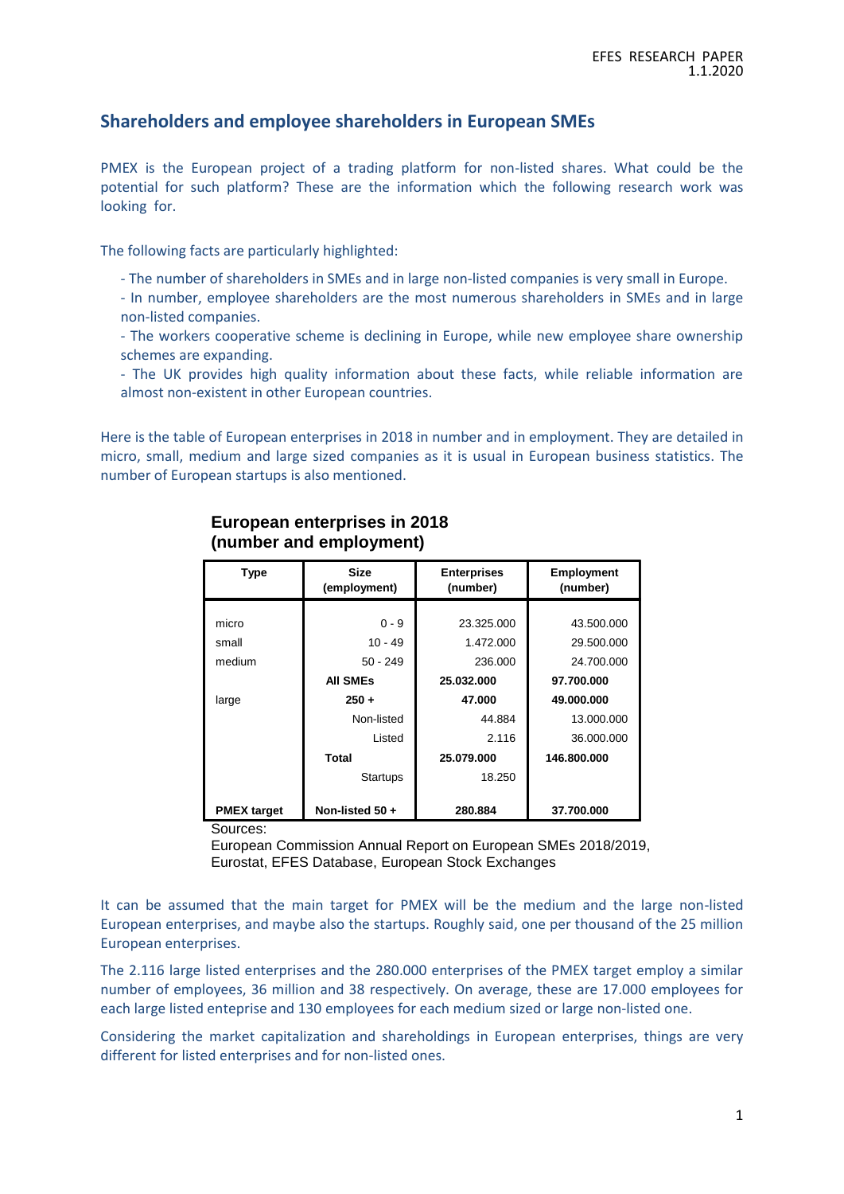## Shareholders and employee shareholders in European SMEs

PMEX is the European project of a trading platform for non-listed shares. What could be the potential for such platform? These are the information which the following research work was looking for.

The following facts are particularly highlighted:

- The number of shareholders in SMEs and in large non-listed companies is very small in Europe.
- In number, employee shareholders are the most numerous shareholders in SMEs and in large non-listed companies.
- The workers cooperative scheme is declining in Europe, while new employee share ownership schemes are expanding.
- The UK provides high quality information about these facts, while reliable information are almost non-existent in other European countries.

Here is the table of European enterprises in 2018 in number and in employment. They are detailed in micro, small, medium and large sized companies as it is usual in European business statistics. The number of European startups is also mentioned.

**European enterprises in 2018 (number and employment)**

| Type | Size (employment) | Enterprises (number) | Employment (number) |
|---|---|---|---|
| micro | 0 - 9 | 23.325.000 | 43.500.000 |
| small | 10 - 49 | 1.472.000 | 29.500.000 |
| medium | 50 - 249 | 236.000 | 24.700.000 |
| | **All SMEs** | **25.032.000** | **97.700.000** |
| large | **250 +** | **47.000** | **49.000.000** |
| | Non-listed | 44.884 | 13.000.000 |
| | Listed | 2.116 | 36.000.000 |
| | **Total** | **25.079.000** | **146.800.000** |
| | Startups | 18.250 | |
| **PMEX target** | **Non-listed 50 +** | **280.884** | **37.700.000** |

Sources:
European Commission Annual Report on European SMEs 2018/2019, Eurostat, EFES Database, European Stock Exchanges

It can be assumed that the main target for PMEX will be the medium and the large non-listed European enterprises, and maybe also the startups. Roughly said, one per thousand of the 25 million European enterprises.

The 2.116 large listed enterprises and the 280.000 enterprises of the PMEX target employ a similar number of employees, 36 million and 38 respectively. On average, these are 17.000 employees for each large listed entreprise and 130 employees for each medium sized or large non-listed one.

Considering the market capitalization and shareholdings in European enterprises, things are very different for listed enterprises and for non-listed ones.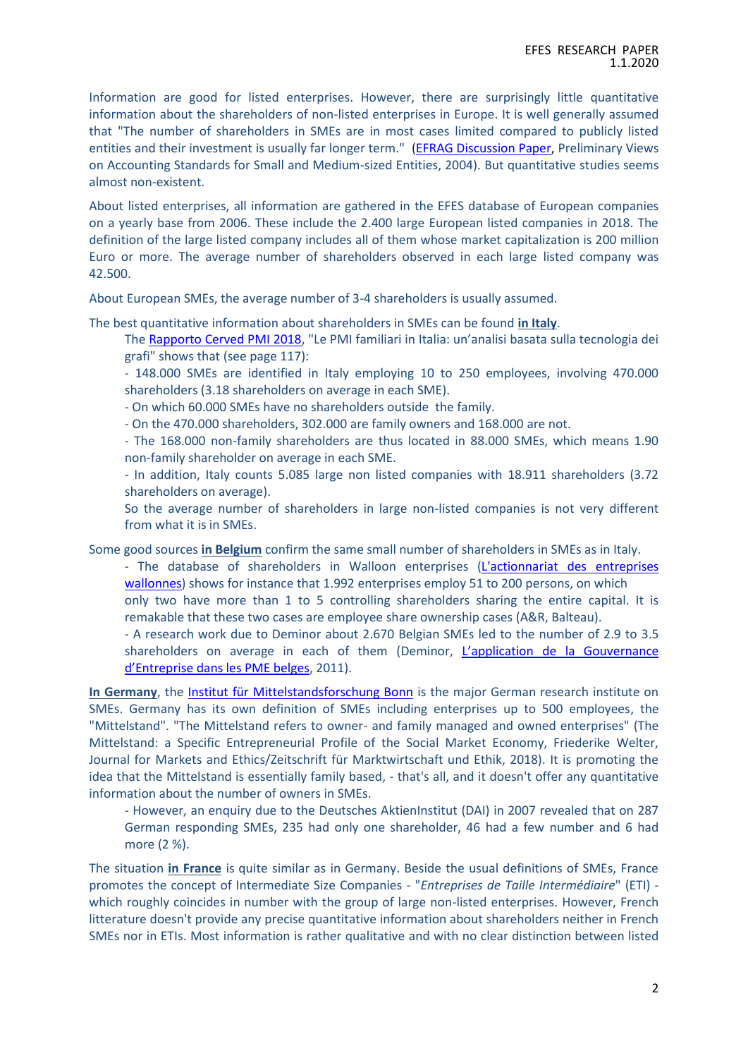Information are good for listed enterprises. However, there are surprisingly little quantitative information about the shareholders of non-listed enterprises in Europe. It is well generally assumed that "The number of shareholders in SMEs are in most cases limited compared to publicly listed entities and their investment is usually far longer term." (EFRAG Discussion Paper, Preliminary Views on Accounting Standards for Small and Medium-sized Entities, 2004). But quantitative studies seems almost non-existent.

About listed enterprises, all information are gathered in the EFES database of European companies on a yearly base from 2006. These include the 2.400 large European listed companies in 2018. The definition of the large listed company includes all of them whose market capitalization is 200 million Euro or more. The average number of shareholders observed in each large listed company was 42.500.

About European SMEs, the average number of 3-4 shareholders is usually assumed.

The best quantitative information about shareholders in SMEs can be found **in Italy**.

The Rapporto Cerved PMI 2018, "Le PMI familiari in Italia: un'analisi basata sulla tecnologia dei grafi" shows that (see page 117):

- 148.000 SMEs are identified in Italy employing 10 to 250 employees, involving 470.000 shareholders (3.18 shareholders on average in each SME).
- On which 60.000 SMEs have no shareholders outside the family.
- On the 470.000 shareholders, 302.000 are family owners and 168.000 are not.
- The 168.000 non-family shareholders are thus located in 88.000 SMEs, which means 1.90 non-family shareholder on average in each SME.
- In addition, Italy counts 5.085 large non listed companies with 18.911 shareholders (3.72 shareholders on average).

So the average number of shareholders in large non-listed companies is not very different from what it is in SMEs.

Some good sources **in Belgium** confirm the same small number of shareholders in SMEs as in Italy.

- The database of shareholders in Walloon enterprises (L'actionnariat des entreprises wallonnes) shows for instance that 1.992 enterprises employ 51 to 200 persons, on which only two have more than 1 to 5 controlling shareholders sharing the entire capital. It is remakable that these two cases are employee share ownership cases (A&R, Balteau).
- A research work due to Deminor about 2.670 Belgian SMEs led to the number of 2.9 to 3.5 shareholders on average in each of them (Deminor, L'application de la Gouvernance d'Entreprise dans les PME belges, 2011).

**In Germany**, the Institut für Mittelstandsforschung Bonn is the major German research institute on SMEs. Germany has its own definition of SMEs including enterprises up to 500 employees, the "Mittelstand". "The Mittelstand refers to owner- and family managed and owned enterprises" (The Mittelstand: a Specific Entrepreneurial Profile of the Social Market Economy, Friederike Welter, Journal for Markets and Ethics/Zeitschrift für Marktwirtschaft und Ethik, 2018). It is promoting the idea that the Mittelstand is essentially family based, - that's all, and it doesn't offer any quantitative information about the number of owners in SMEs.

- However, an enquiry due to the Deutsches AktienInstitut (DAI) in 2007 revealed that on 287 German responding SMEs, 235 had only one shareholder, 46 had a few number and 6 had more (2 %).

The situation **in France** is quite similar as in Germany. Beside the usual definitions of SMEs, France promotes the concept of Intermediate Size Companies - "*Entreprises de Taille Intermédiaire*" (ETI) - which roughly coincides in number with the group of large non-listed enterprises. However, French litterature doesn't provide any precise quantitative information about shareholders neither in French SMEs nor in ETIs. Most information is rather qualitative and with no clear distinction between listed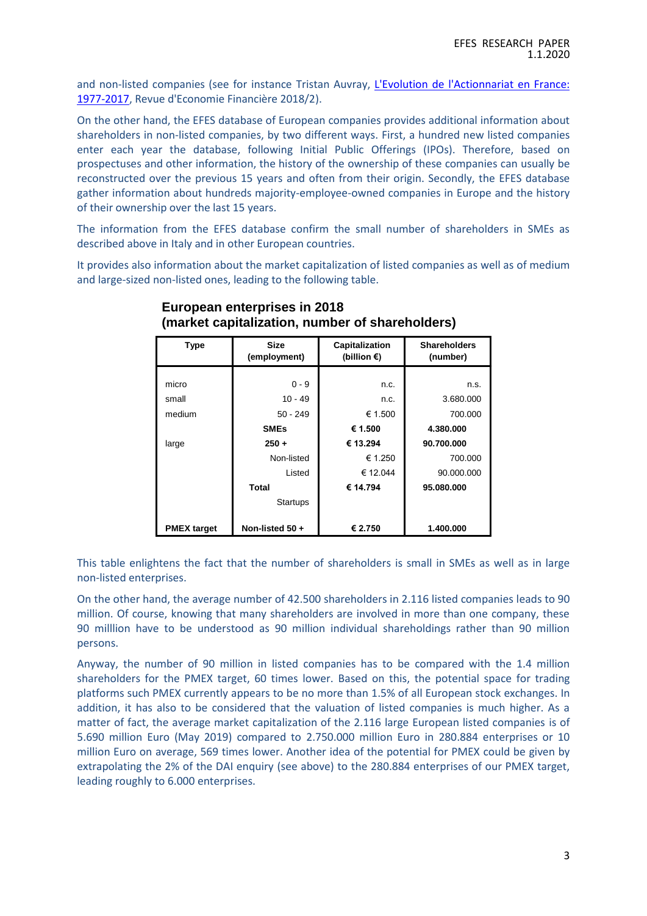and non-listed companies (see for instance Tristan Auvray, [L'Evolution de l'Actionnariat en France: 1977-2017](), Revue d'Economie Financière 2018/2).

On the other hand, the EFES database of European companies provides additional information about shareholders in non-listed companies, by two different ways. First, a hundred new listed companies enter each year the database, following Initial Public Offerings (IPOs). Therefore, based on prospectuses and other information, the history of the ownership of these companies can usually be reconstructed over the previous 15 years and often from their origin. Secondly, the EFES database gather information about hundreds majority-employee-owned companies in Europe and the history of their ownership over the last 15 years.

The information from the EFES database confirm the small number of shareholders in SMEs as described above in Italy and in other European countries.

It provides also information about the market capitalization of listed companies as well as of medium and large-sized non-listed ones, leading to the following table.

**European enterprises in 2018**
**(market capitalization, number of shareholders)**

| Type | Size (employment) | Capitalization (billion €) | Shareholders (number) |
|---|---|---|---|
| micro | 0 - 9 | n.c. | n.s. |
| small | 10 - 49 | n.c. | 3.680.000 |
| medium | 50 - 249 | € 1.500 | 700.000 |
| | **SMEs** | **€ 1.500** | **4.380.000** |
| large | **250 +** | **€ 13.294** | **90.700.000** |
| | Non-listed | € 1.250 | 700.000 |
| | Listed | € 12.044 | 90.000.000 |
| | **Total** | **€ 14.794** | **95.080.000** |
| | Startups | | |
| **PMEX target** | **Non-listed 50 +** | **€ 2.750** | **1.400.000** |

This table enlightens the fact that the number of shareholders is small in SMEs as well as in large non-listed enterprises.

On the other hand, the average number of 42.500 shareholders in 2.116 listed companies leads to 90 million. Of course, knowing that many shareholders are involved in more than one company, these 90 milllion have to be understood as 90 million individual shareholdings rather than 90 million persons.

Anyway, the number of 90 million in listed companies has to be compared with the 1.4 million shareholders for the PMEX target, 60 times lower. Based on this, the potential space for trading platforms such PMEX currently appears to be no more than 1.5% of all European stock exchanges. In addition, it has also to be considered that the valuation of listed companies is much higher. As a matter of fact, the average market capitalization of the 2.116 large European listed companies is of 5.690 million Euro (May 2019) compared to 2.750.000 million Euro in 280.884 enterprises or 10 million Euro on average, 569 times lower. Another idea of the potential for PMEX could be given by extrapolating the 2% of the DAI enquiry (see above) to the 280.884 enterprises of our PMEX target, leading roughly to 6.000 enterprises.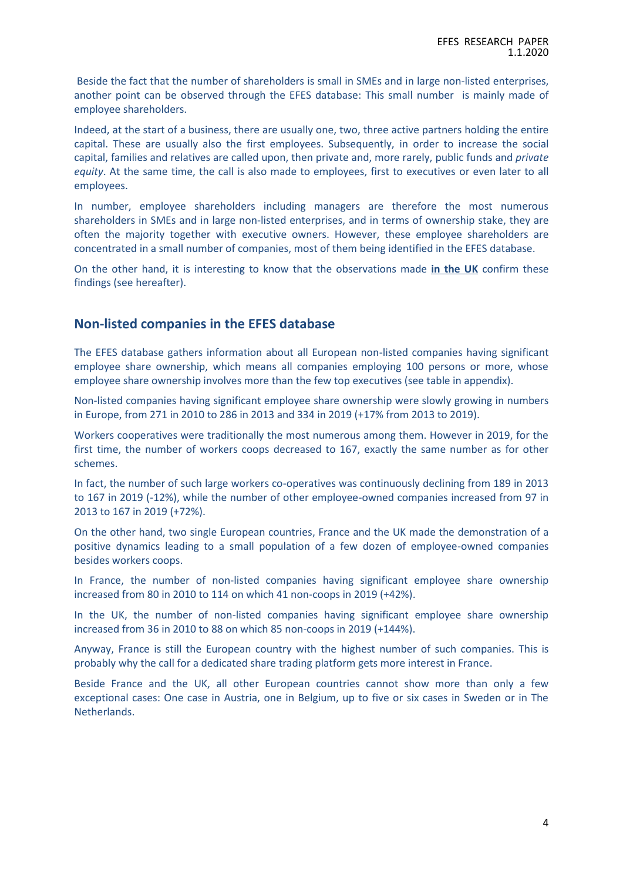Beside the fact that the number of shareholders is small in SMEs and in large non-listed enterprises, another point can be observed through the EFES database: This small number is mainly made of employee shareholders.

Indeed, at the start of a business, there are usually one, two, three active partners holding the entire capital. These are usually also the first employees. Subsequently, in order to increase the social capital, families and relatives are called upon, then private and, more rarely, public funds and *private equity*. At the same time, the call is also made to employees, first to executives or even later to all employees.

In number, employee shareholders including managers are therefore the most numerous shareholders in SMEs and in large non-listed enterprises, and in terms of ownership stake, they are often the majority together with executive owners. However, these employee shareholders are concentrated in a small number of companies, most of them being identified in the EFES database.

On the other hand, it is interesting to know that the observations made **in the UK** confirm these findings (see hereafter).

## Non-listed companies in the EFES database

The EFES database gathers information about all European non-listed companies having significant employee share ownership, which means all companies employing 100 persons or more, whose employee share ownership involves more than the few top executives (see table in appendix).

Non-listed companies having significant employee share ownership were slowly growing in numbers in Europe, from 271 in 2010 to 286 in 2013 and 334 in 2019 (+17% from 2013 to 2019).

Workers cooperatives were traditionally the most numerous among them. However in 2019, for the first time, the number of workers coops decreased to 167, exactly the same number as for other schemes.

In fact, the number of such large workers co-operatives was continuously declining from 189 in 2013 to 167 in 2019 (-12%), while the number of other employee-owned companies increased from 97 in 2013 to 167 in 2019 (+72%).

On the other hand, two single European countries, France and the UK made the demonstration of a positive dynamics leading to a small population of a few dozen of employee-owned companies besides workers coops.

In France, the number of non-listed companies having significant employee share ownership increased from 80 in 2010 to 114 on which 41 non-coops in 2019 (+42%).

In the UK, the number of non-listed companies having significant employee share ownership increased from 36 in 2010 to 88 on which 85 non-coops in 2019 (+144%).

Anyway, France is still the European country with the highest number of such companies. This is probably why the call for a dedicated share trading platform gets more interest in France.

Beside France and the UK, all other European countries cannot show more than only a few exceptional cases: One case in Austria, one in Belgium, up to five or six cases in Sweden or in The Netherlands.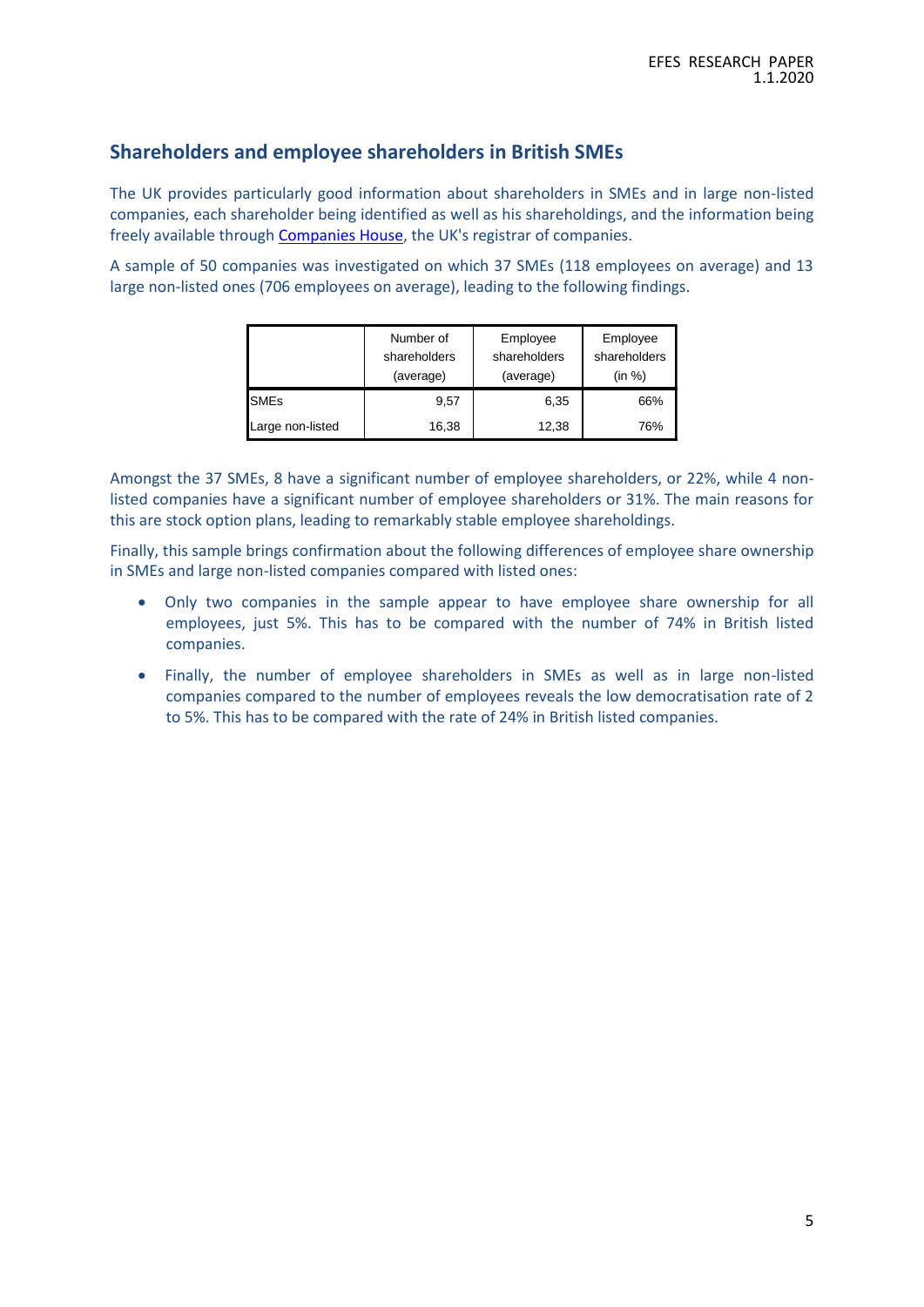## Shareholders and employee shareholders in British SMEs

The UK provides particularly good information about shareholders in SMEs and in large non-listed companies, each shareholder being identified as well as his shareholdings, and the information being freely available through [Companies House](), the UK's registrar of companies.

A sample of 50 companies was investigated on which 37 SMEs (118 employees on average) and 13 large non-listed ones (706 employees on average), leading to the following findings.

| | Number of shareholders (average) | Employee shareholders (average) | Employee shareholders (in %) |
|---|---|---|---|
| SMEs | 9,57 | 6,35 | 66% |
| Large non-listed | 16,38 | 12,38 | 76% |

Amongst the 37 SMEs, 8 have a significant number of employee shareholders, or 22%, while 4 non-listed companies have a significant number of employee shareholders or 31%. The main reasons for this are stock option plans, leading to remarkably stable employee shareholdings.

Finally, this sample brings confirmation about the following differences of employee share ownership in SMEs and large non-listed companies compared with listed ones:

- Only two companies in the sample appear to have employee share ownership for all employees, just 5%. This has to be compared with the number of 74% in British listed companies.
- Finally, the number of employee shareholders in SMEs as well as in large non-listed companies compared to the number of employees reveals the low democratisation rate of 2 to 5%. This has to be compared with the rate of 24% in British listed companies.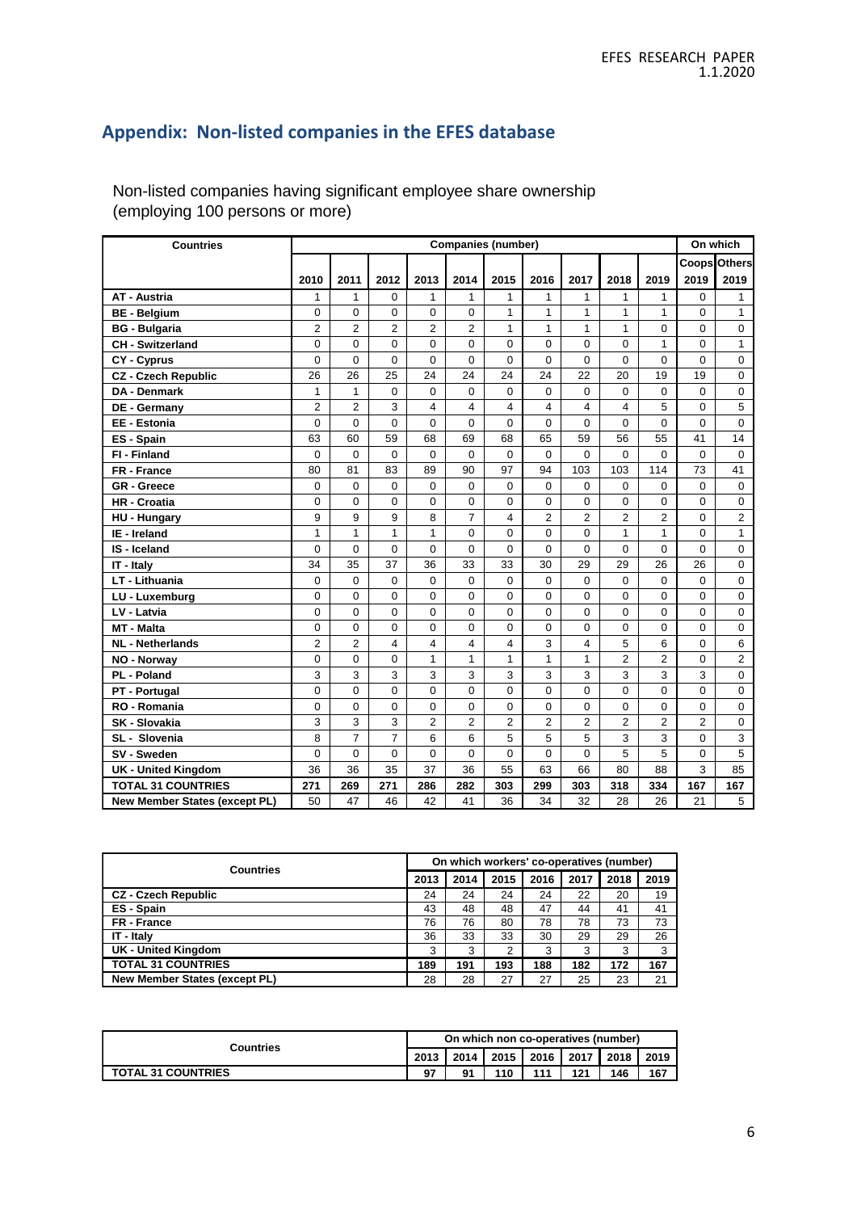## Appendix: Non-listed companies in the EFES database

Non-listed companies having significant employee share ownership (employing 100 persons or more)

| Countries | Companies (number) | | | | | | | | | | On which | |
|---|---|---|---|---|---|---|---|---|---|---|---|---|
| | 2010 | 2011 | 2012 | 2013 | 2014 | 2015 | 2016 | 2017 | 2018 | 2019 | Coops 2019 | Others 2019 |
| **AT - Austria** | 1 | 1 | 0 | 1 | 1 | 1 | 1 | 1 | 1 | 1 | 0 | 1 |
| **BE - Belgium** | 0 | 0 | 0 | 0 | 0 | 1 | 1 | 1 | 1 | 1 | 0 | 1 |
| **BG - Bulgaria** | 2 | 2 | 2 | 2 | 2 | 1 | 1 | 1 | 1 | 0 | 0 | 0 |
| **CH - Switzerland** | 0 | 0 | 0 | 0 | 0 | 0 | 0 | 0 | 0 | 1 | 0 | 1 |
| **CY - Cyprus** | 0 | 0 | 0 | 0 | 0 | 0 | 0 | 0 | 0 | 0 | 0 | 0 |
| **CZ - Czech Republic** | 26 | 26 | 25 | 24 | 24 | 24 | 24 | 22 | 20 | 19 | 19 | 0 |
| **DA - Denmark** | 1 | 1 | 0 | 0 | 0 | 0 | 0 | 0 | 0 | 0 | 0 | 0 |
| **DE - Germany** | 2 | 2 | 3 | 4 | 4 | 4 | 4 | 4 | 4 | 5 | 0 | 5 |
| **EE - Estonia** | 0 | 0 | 0 | 0 | 0 | 0 | 0 | 0 | 0 | 0 | 0 | 0 |
| **ES - Spain** | 63 | 60 | 59 | 68 | 69 | 68 | 65 | 59 | 56 | 55 | 41 | 14 |
| **FI - Finland** | 0 | 0 | 0 | 0 | 0 | 0 | 0 | 0 | 0 | 0 | 0 | 0 |
| **FR - France** | 80 | 81 | 83 | 89 | 90 | 97 | 94 | 103 | 103 | 114 | 73 | 41 |
| **GR - Greece** | 0 | 0 | 0 | 0 | 0 | 0 | 0 | 0 | 0 | 0 | 0 | 0 |
| **HR - Croatia** | 0 | 0 | 0 | 0 | 0 | 0 | 0 | 0 | 0 | 0 | 0 | 0 |
| **HU - Hungary** | 9 | 9 | 9 | 8 | 7 | 4 | 2 | 2 | 2 | 2 | 0 | 2 |
| **IE - Ireland** | 1 | 1 | 1 | 1 | 0 | 0 | 0 | 0 | 1 | 1 | 0 | 1 |
| **IS - Iceland** | 0 | 0 | 0 | 0 | 0 | 0 | 0 | 0 | 0 | 0 | 0 | 0 |
| **IT - Italy** | 34 | 35 | 37 | 36 | 33 | 33 | 30 | 29 | 29 | 26 | 26 | 0 |
| **LT - Lithuania** | 0 | 0 | 0 | 0 | 0 | 0 | 0 | 0 | 0 | 0 | 0 | 0 |
| **LU - Luxemburg** | 0 | 0 | 0 | 0 | 0 | 0 | 0 | 0 | 0 | 0 | 0 | 0 |
| **LV - Latvia** | 0 | 0 | 0 | 0 | 0 | 0 | 0 | 0 | 0 | 0 | 0 | 0 |
| **MT - Malta** | 0 | 0 | 0 | 0 | 0 | 0 | 0 | 0 | 0 | 0 | 0 | 0 |
| **NL - Netherlands** | 2 | 2 | 4 | 4 | 4 | 4 | 3 | 4 | 5 | 6 | 0 | 6 |
| **NO - Norway** | 0 | 0 | 0 | 1 | 1 | 1 | 1 | 1 | 2 | 2 | 0 | 2 |
| **PL - Poland** | 3 | 3 | 3 | 3 | 3 | 3 | 3 | 3 | 3 | 3 | 3 | 0 |
| **PT - Portugal** | 0 | 0 | 0 | 0 | 0 | 0 | 0 | 0 | 0 | 0 | 0 | 0 |
| **RO - Romania** | 0 | 0 | 0 | 0 | 0 | 0 | 0 | 0 | 0 | 0 | 0 | 0 |
| **SK - Slovakia** | 3 | 3 | 3 | 2 | 2 | 2 | 2 | 2 | 2 | 2 | 2 | 0 |
| **SL - Slovenia** | 8 | 7 | 7 | 6 | 6 | 5 | 5 | 5 | 3 | 3 | 0 | 3 |
| **SV - Sweden** | 0 | 0 | 0 | 0 | 0 | 0 | 0 | 0 | 5 | 5 | 0 | 5 |
| **UK - United Kingdom** | 36 | 36 | 35 | 37 | 36 | 55 | 63 | 66 | 80 | 88 | 3 | 85 |
| **TOTAL 31 COUNTRIES** | **271** | **269** | **271** | **286** | **282** | **303** | **299** | **303** | **318** | **334** | **167** | **167** |
| **New Member States (except PL)** | 50 | 47 | 46 | 42 | 41 | 36 | 34 | 32 | 28 | 26 | 21 | 5 |

| Countries | On which workers' co-operatives (number) | | | | | | |
|---|---|---|---|---|---|---|---|
| | 2013 | 2014 | 2015 | 2016 | 2017 | 2018 | 2019 |
| **CZ - Czech Republic** | 24 | 24 | 24 | 24 | 22 | 20 | 19 |
| **ES - Spain** | 43 | 48 | 48 | 47 | 44 | 41 | 41 |
| **FR - France** | 76 | 76 | 80 | 78 | 78 | 73 | 73 |
| **IT - Italy** | 36 | 33 | 33 | 30 | 29 | 29 | 26 |
| **UK - United Kingdom** | 3 | 3 | 2 | 3 | 3 | 3 | 3 |
| **TOTAL 31 COUNTRIES** | **189** | **191** | **193** | **188** | **182** | **172** | **167** |
| **New Member States (except PL)** | 28 | 28 | 27 | 27 | 25 | 23 | 21 |

| Countries | On which non co-operatives (number) | | | | | | |
|---|---|---|---|---|---|---|---|
| | 2013 | 2014 | 2015 | 2016 | 2017 | 2018 | 2019 |
| **TOTAL 31 COUNTRIES** | **97** | **91** | **110** | **111** | **121** | **146** | **167** |